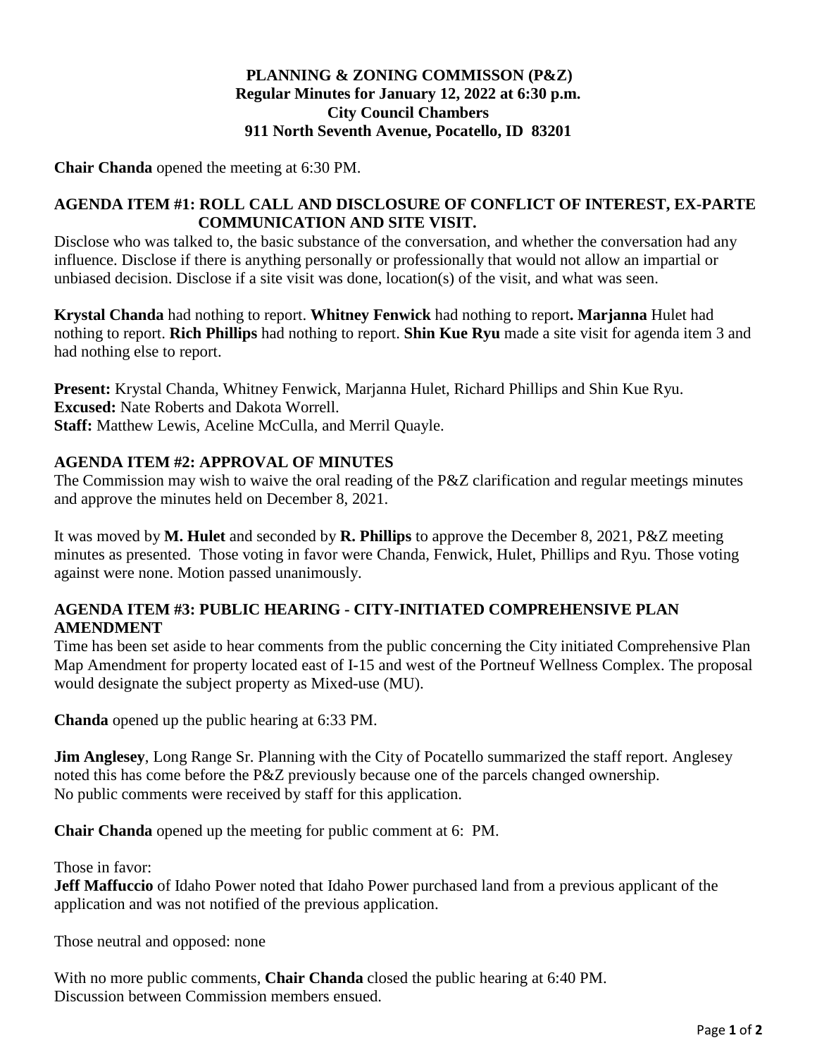**PLANNING & ZONING COMMISSON (P&Z)**
**Regular Minutes for January 12, 2022 at 6:30 p.m.**
**City Council Chambers**
**911 North Seventh Avenue, Pocatello, ID 83201**

**Chair Chanda** opened the meeting at 6:30 PM.

**AGENDA ITEM #1: ROLL CALL AND DISCLOSURE OF CONFLICT OF INTEREST, EX-PARTE COMMUNICATION AND SITE VISIT.**

Disclose who was talked to, the basic substance of the conversation, and whether the conversation had any influence. Disclose if there is anything personally or professionally that would not allow an impartial or unbiased decision. Disclose if a site visit was done, location(s) of the visit, and what was seen.

**Krystal Chanda** had nothing to report. **Whitney Fenwick** had nothing to report**. Marjanna** Hulet had nothing to report. **Rich Phillips** had nothing to report. **Shin Kue Ryu** made a site visit for agenda item 3 and had nothing else to report.

**Present:** Krystal Chanda, Whitney Fenwick, Marjanna Hulet, Richard Phillips and Shin Kue Ryu.
**Excused:** Nate Roberts and Dakota Worrell.
**Staff:** Matthew Lewis, Aceline McCulla, and Merril Quayle.

**AGENDA ITEM #2: APPROVAL OF MINUTES**

The Commission may wish to waive the oral reading of the P&Z clarification and regular meetings minutes and approve the minutes held on December 8, 2021.

It was moved by **M. Hulet** and seconded by **R. Phillips** to approve the December 8, 2021, P&Z meeting minutes as presented. Those voting in favor were Chanda, Fenwick, Hulet, Phillips and Ryu. Those voting against were none. Motion passed unanimously.

**AGENDA ITEM #3: PUBLIC HEARING - CITY-INITIATED COMPREHENSIVE PLAN AMENDMENT**

Time has been set aside to hear comments from the public concerning the City initiated Comprehensive Plan Map Amendment for property located east of I-15 and west of the Portneuf Wellness Complex. The proposal would designate the subject property as Mixed-use (MU).

**Chanda** opened up the public hearing at 6:33 PM.

**Jim Anglesey**, Long Range Sr. Planning with the City of Pocatello summarized the staff report. Anglesey noted this has come before the P&Z previously because one of the parcels changed ownership.
No public comments were received by staff for this application.

**Chair Chanda** opened up the meeting for public comment at 6: PM.

Those in favor:
**Jeff Maffuccio** of Idaho Power noted that Idaho Power purchased land from a previous applicant of the application and was not notified of the previous application.

Those neutral and opposed: none

With no more public comments, **Chair Chanda** closed the public hearing at 6:40 PM.
Discussion between Commission members ensued.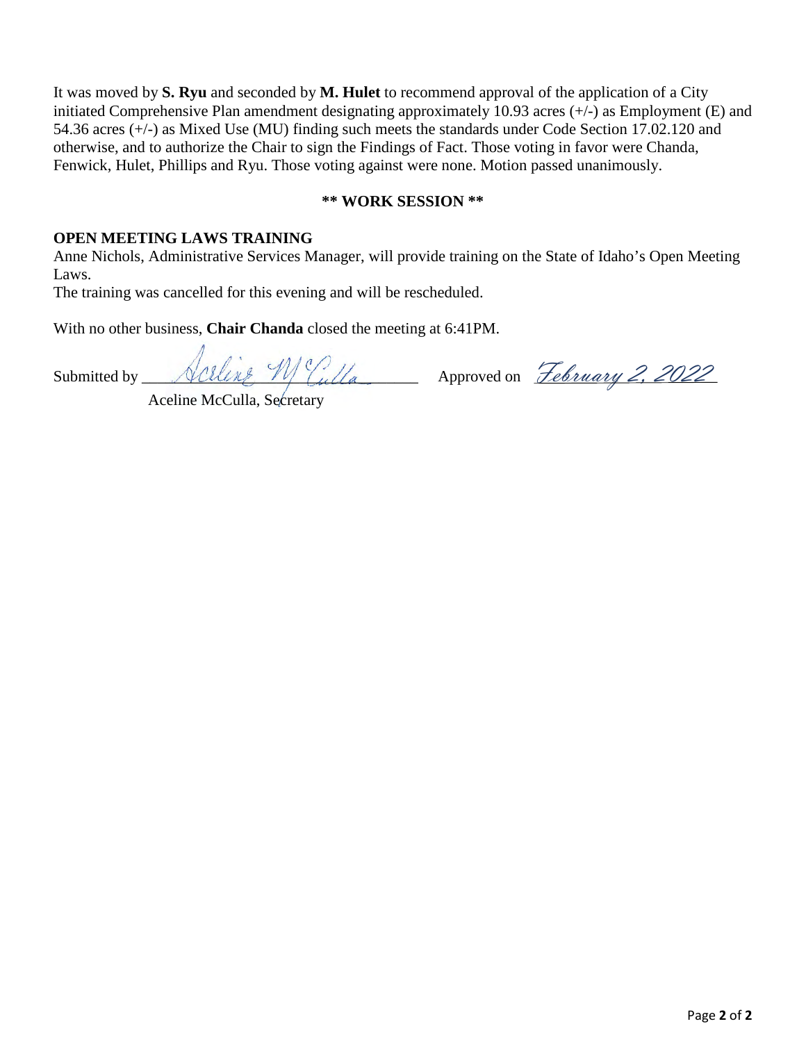It was moved by **S. Ryu** and seconded by **M. Hulet** to recommend approval of the application of a City initiated Comprehensive Plan amendment designating approximately 10.93 acres (+/-) as Employment (E) and 54.36 acres (+/-) as Mixed Use (MU) finding such meets the standards under Code Section 17.02.120 and otherwise, and to authorize the Chair to sign the Findings of Fact. Those voting in favor were Chanda, Fenwick, Hulet, Phillips and Ryu. Those voting against were none. Motion passed unanimously.

**\*\* WORK SESSION \*\***

**OPEN MEETING LAWS TRAINING**

Anne Nichols, Administrative Services Manager, will provide training on the State of Idaho's Open Meeting Laws.

The training was cancelled for this evening and will be rescheduled.

With no other business, **Chair Chanda** closed the meeting at 6:41PM.

Submitted by *Aceline McCulla* Approved on *February 2, 2022*

Aceline McCulla, Secretary